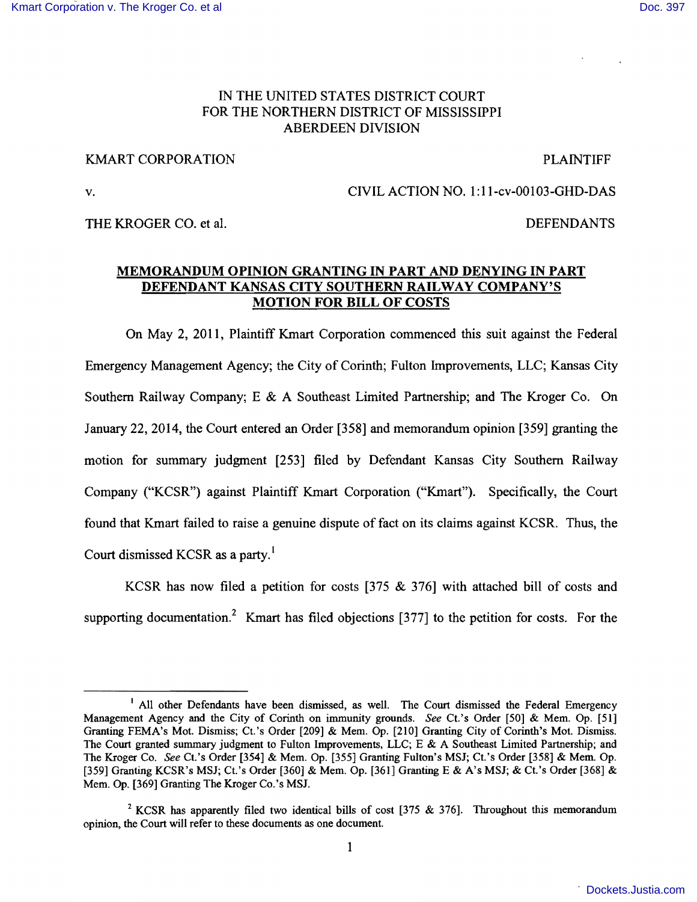IN THE UNITED STATES DISTRICT COURT
FOR THE NORTHERN DISTRICT OF MISSISSIPPI
ABERDEEN DIVISION

KMART CORPORATION — PLAINTIFF

v. — CIVIL ACTION NO. 1:11-cv-00103-GHD-DAS

THE KROGER CO. et al. — DEFENDANTS

**MEMORANDUM OPINION GRANTING IN PART AND DENYING IN PART DEFENDANT KANSAS CITY SOUTHERN RAILWAY COMPANY'S MOTION FOR BILL OF COSTS**

On May 2, 2011, Plaintiff Kmart Corporation commenced this suit against the Federal Emergency Management Agency; the City of Corinth; Fulton Improvements, LLC; Kansas City Southern Railway Company; E & A Southeast Limited Partnership; and The Kroger Co. On January 22, 2014, the Court entered an Order [358] and memorandum opinion [359] granting the motion for summary judgment [253] filed by Defendant Kansas City Southern Railway Company ("KCSR") against Plaintiff Kmart Corporation ("Kmart"). Specifically, the Court found that Kmart failed to raise a genuine dispute of fact on its claims against KCSR. Thus, the Court dismissed KCSR as a party.[1]

KCSR has now filed a petition for costs [375 & 376] with attached bill of costs and supporting documentation.[2] Kmart has filed objections [377] to the petition for costs. For the

---

[1] All other Defendants have been dismissed, as well. The Court dismissed the Federal Emergency Management Agency and the City of Corinth on immunity grounds. *See* Ct.'s Order [50] & Mem. Op. [51] Granting FEMA's Mot. Dismiss; Ct.'s Order [209] & Mem. Op. [210] Granting City of Corinth's Mot. Dismiss. The Court granted summary judgment to Fulton Improvements, LLC; E & A Southeast Limited Partnership; and The Kroger Co. *See* Ct.'s Order [354] & Mem. Op. [355] Granting Fulton's MSJ; Ct.'s Order [358] & Mem. Op. [359] Granting KCSR's MSJ; Ct.'s Order [360] & Mem. Op. [361] Granting E & A's MSJ; & Ct.'s Order [368] & Mem. Op. [369] Granting The Kroger Co.'s MSJ.

[2] KCSR has apparently filed two identical bills of cost [375 & 376]. Throughout this memorandum opinion, the Court will refer to these documents as one document.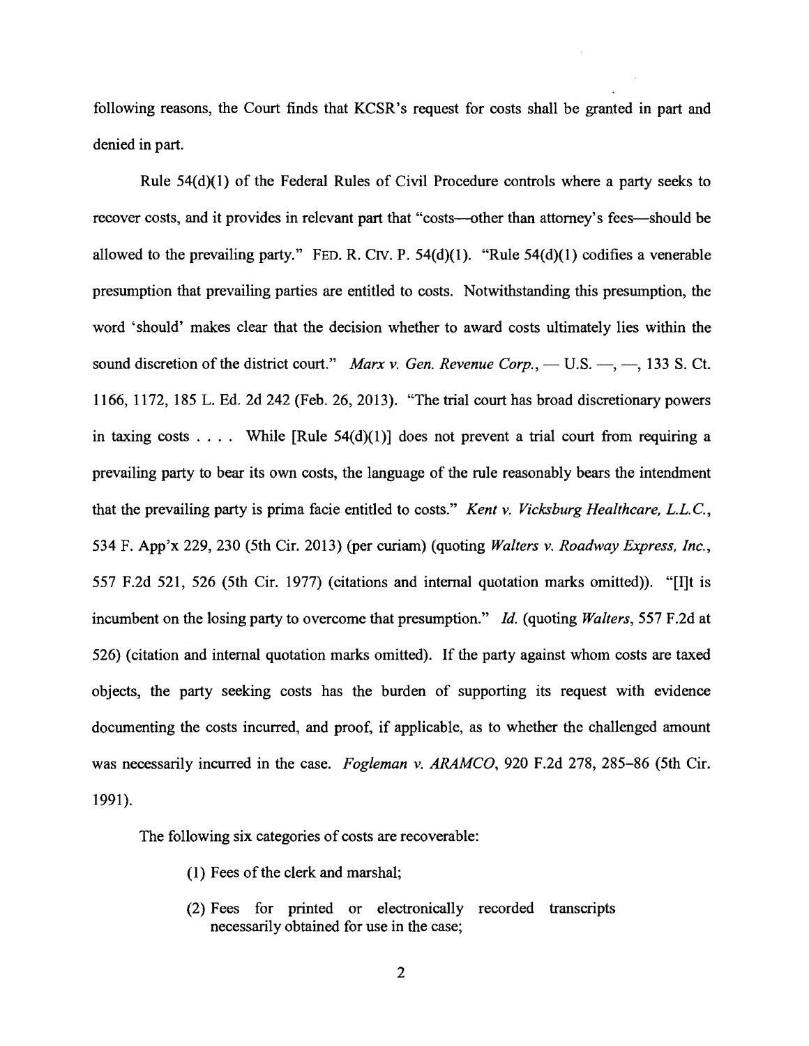following reasons, the Court finds that KCSR's request for costs shall be granted in part and denied in part.

Rule 54(d)(1) of the Federal Rules of Civil Procedure controls where a party seeks to recover costs, and it provides in relevant part that "costs—other than attorney's fees—should be allowed to the prevailing party." FED. R. CIV. P. 54(d)(1). "Rule 54(d)(1) codifies a venerable presumption that prevailing parties are entitled to costs. Notwithstanding this presumption, the word 'should' makes clear that the decision whether to award costs ultimately lies within the sound discretion of the district court." *Marx v. Gen. Revenue Corp.*, — U.S. —, —, 133 S. Ct. 1166, 1172, 185 L. Ed. 2d 242 (Feb. 26, 2013). "The trial court has broad discretionary powers in taxing costs . . . . While [Rule 54(d)(1)] does not prevent a trial court from requiring a prevailing party to bear its own costs, the language of the rule reasonably bears the intendment that the prevailing party is prima facie entitled to costs." *Kent v. Vicksburg Healthcare, L.L.C.*, 534 F. App'x 229, 230 (5th Cir. 2013) (per curiam) (quoting *Walters v. Roadway Express, Inc.*, 557 F.2d 521, 526 (5th Cir. 1977) (citations and internal quotation marks omitted)). "[I]t is incumbent on the losing party to overcome that presumption." *Id.* (quoting *Walters*, 557 F.2d at 526) (citation and internal quotation marks omitted). If the party against whom costs are taxed objects, the party seeking costs has the burden of supporting its request with evidence documenting the costs incurred, and proof, if applicable, as to whether the challenged amount was necessarily incurred in the case. *Fogleman v. ARAMCO*, 920 F.2d 278, 285–86 (5th Cir. 1991).

The following six categories of costs are recoverable:

> (1) Fees of the clerk and marshal;
>
> (2) Fees for printed or electronically recorded transcripts necessarily obtained for use in the case;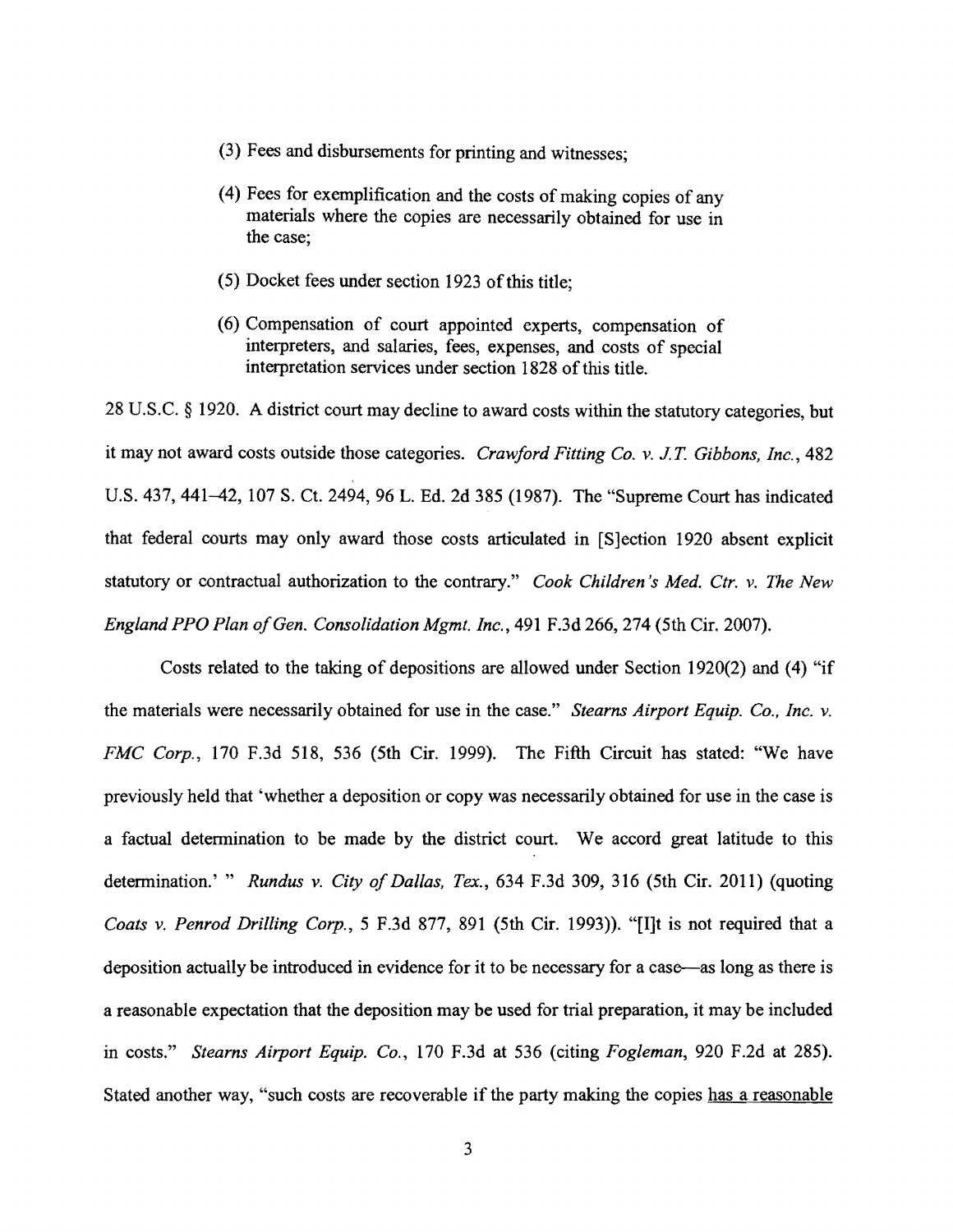(3) Fees and disbursements for printing and witnesses;

(4) Fees for exemplification and the costs of making copies of any materials where the copies are necessarily obtained for use in the case;

(5) Docket fees under section 1923 of this title;

(6) Compensation of court appointed experts, compensation of interpreters, and salaries, fees, expenses, and costs of special interpretation services under section 1828 of this title.

28 U.S.C. § 1920. A district court may decline to award costs within the statutory categories, but it may not award costs outside those categories. *Crawford Fitting Co. v. J.T. Gibbons, Inc.*, 482 U.S. 437, 441–42, 107 S. Ct. 2494, 96 L. Ed. 2d 385 (1987). The "Supreme Court has indicated that federal courts may only award those costs articulated in [S]ection 1920 absent explicit statutory or contractual authorization to the contrary." *Cook Children's Med. Ctr. v. The New England PPO Plan of Gen. Consolidation Mgmt. Inc.*, 491 F.3d 266, 274 (5th Cir. 2007).

Costs related to the taking of depositions are allowed under Section 1920(2) and (4) "if the materials were necessarily obtained for use in the case." *Stearns Airport Equip. Co., Inc. v. FMC Corp.*, 170 F.3d 518, 536 (5th Cir. 1999). The Fifth Circuit has stated: "We have previously held that 'whether a deposition or copy was necessarily obtained for use in the case is a factual determination to be made by the district court. We accord great latitude to this determination.' " *Rundus v. City of Dallas, Tex.*, 634 F.3d 309, 316 (5th Cir. 2011) (quoting *Coats v. Penrod Drilling Corp.*, 5 F.3d 877, 891 (5th Cir. 1993)). "[I]t is not required that a deposition actually be introduced in evidence for it to be necessary for a case—as long as there is a reasonable expectation that the deposition may be used for trial preparation, it may be included in costs." *Stearns Airport Equip. Co.*, 170 F.3d at 536 (citing *Fogleman*, 920 F.2d at 285). Stated another way, "such costs are recoverable if the party making the copies has a reasonable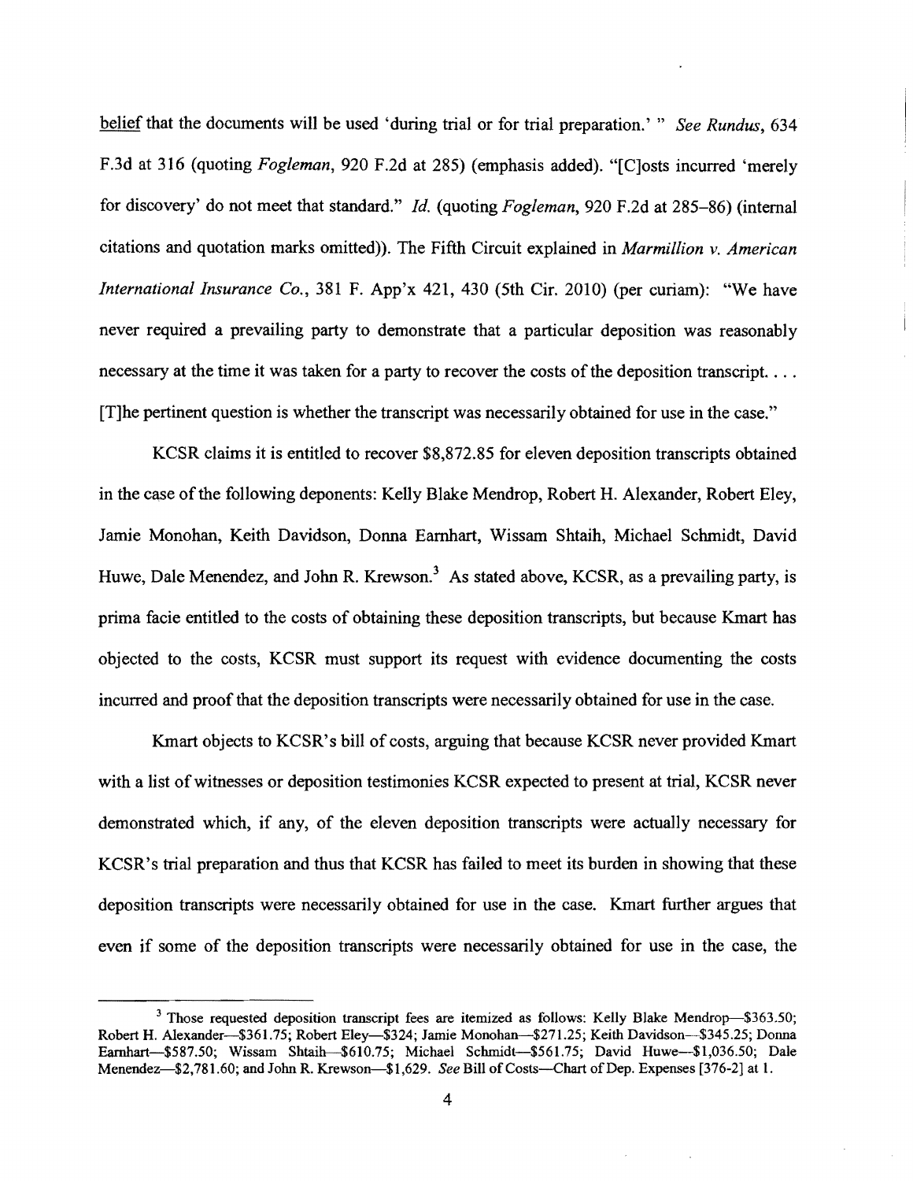<u>belief</u> that the documents will be used 'during trial or for trial preparation.' " *See Rundus*, 634 F.3d at 316 (quoting *Fogleman*, 920 F.2d at 285) (emphasis added). "[C]osts incurred 'merely for discovery' do not meet that standard." *Id.* (quoting *Fogleman*, 920 F.2d at 285–86) (internal citations and quotation marks omitted)). The Fifth Circuit explained in *Marmillion v. American International Insurance Co.*, 381 F. App'x 421, 430 (5th Cir. 2010) (per curiam): "We have never required a prevailing party to demonstrate that a particular deposition was reasonably necessary at the time it was taken for a party to recover the costs of the deposition transcript. . . . [T]he pertinent question is whether the transcript was necessarily obtained for use in the case."

KCSR claims it is entitled to recover $8,872.85 for eleven deposition transcripts obtained in the case of the following deponents: Kelly Blake Mendrop, Robert H. Alexander, Robert Eley, Jamie Monohan, Keith Davidson, Donna Earnhart, Wissam Shtaih, Michael Schmidt, David Huwe, Dale Menendez, and John R. Krewson.[3] As stated above, KCSR, as a prevailing party, is prima facie entitled to the costs of obtaining these deposition transcripts, but because Kmart has objected to the costs, KCSR must support its request with evidence documenting the costs incurred and proof that the deposition transcripts were necessarily obtained for use in the case.

Kmart objects to KCSR's bill of costs, arguing that because KCSR never provided Kmart with a list of witnesses or deposition testimonies KCSR expected to present at trial, KCSR never demonstrated which, if any, of the eleven deposition transcripts were actually necessary for KCSR's trial preparation and thus that KCSR has failed to meet its burden in showing that these deposition transcripts were necessarily obtained for use in the case. Kmart further argues that even if some of the deposition transcripts were necessarily obtained for use in the case, the

[3] Those requested deposition transcript fees are itemized as follows: Kelly Blake Mendrop—$363.50; Robert H. Alexander—$361.75; Robert Eley—$324; Jamie Monohan—$271.25; Keith Davidson—$345.25; Donna Earnhart—$587.50; Wissam Shtaih—$610.75; Michael Schmidt—$561.75; David Huwe—$1,036.50; Dale Menendez—$2,781.60; and John R. Krewson—$1,629. *See* Bill of Costs—Chart of Dep. Expenses [376-2] at 1.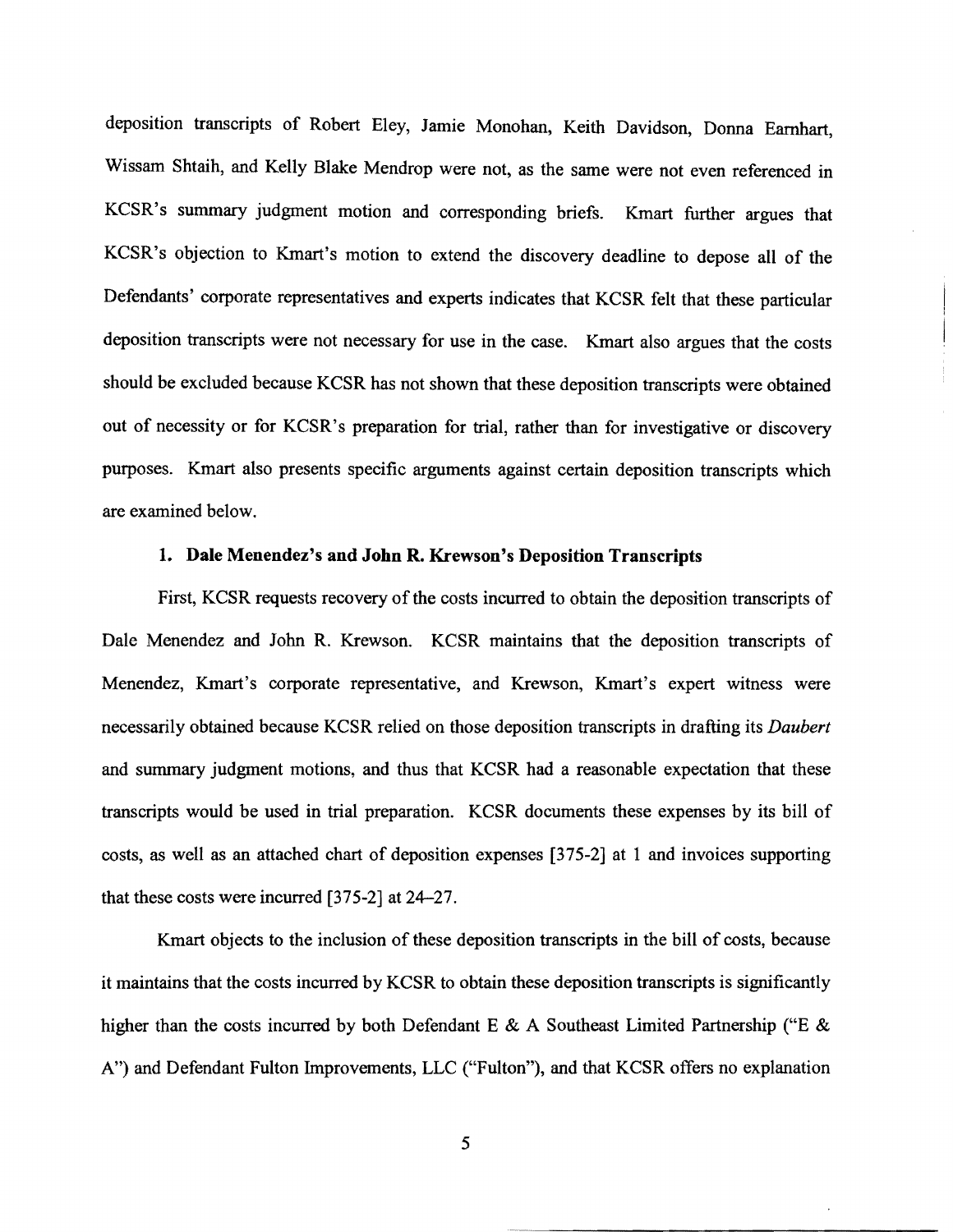deposition transcripts of Robert Eley, Jamie Monohan, Keith Davidson, Donna Earnhart, Wissam Shtaih, and Kelly Blake Mendrop were not, as the same were not even referenced in KCSR's summary judgment motion and corresponding briefs. Kmart further argues that KCSR's objection to Kmart's motion to extend the discovery deadline to depose all of the Defendants' corporate representatives and experts indicates that KCSR felt that these particular deposition transcripts were not necessary for use in the case. Kmart also argues that the costs should be excluded because KCSR has not shown that these deposition transcripts were obtained out of necessity or for KCSR's preparation for trial, rather than for investigative or discovery purposes. Kmart also presents specific arguments against certain deposition transcripts which are examined below.

### 1. Dale Menendez's and John R. Krewson's Deposition Transcripts

First, KCSR requests recovery of the costs incurred to obtain the deposition transcripts of Dale Menendez and John R. Krewson. KCSR maintains that the deposition transcripts of Menendez, Kmart's corporate representative, and Krewson, Kmart's expert witness were necessarily obtained because KCSR relied on those deposition transcripts in drafting its *Daubert* and summary judgment motions, and thus that KCSR had a reasonable expectation that these transcripts would be used in trial preparation. KCSR documents these expenses by its bill of costs, as well as an attached chart of deposition expenses [375-2] at 1 and invoices supporting that these costs were incurred [375-2] at 24–27.

Kmart objects to the inclusion of these deposition transcripts in the bill of costs, because it maintains that the costs incurred by KCSR to obtain these deposition transcripts is significantly higher than the costs incurred by both Defendant E & A Southeast Limited Partnership ("E & A") and Defendant Fulton Improvements, LLC ("Fulton"), and that KCSR offers no explanation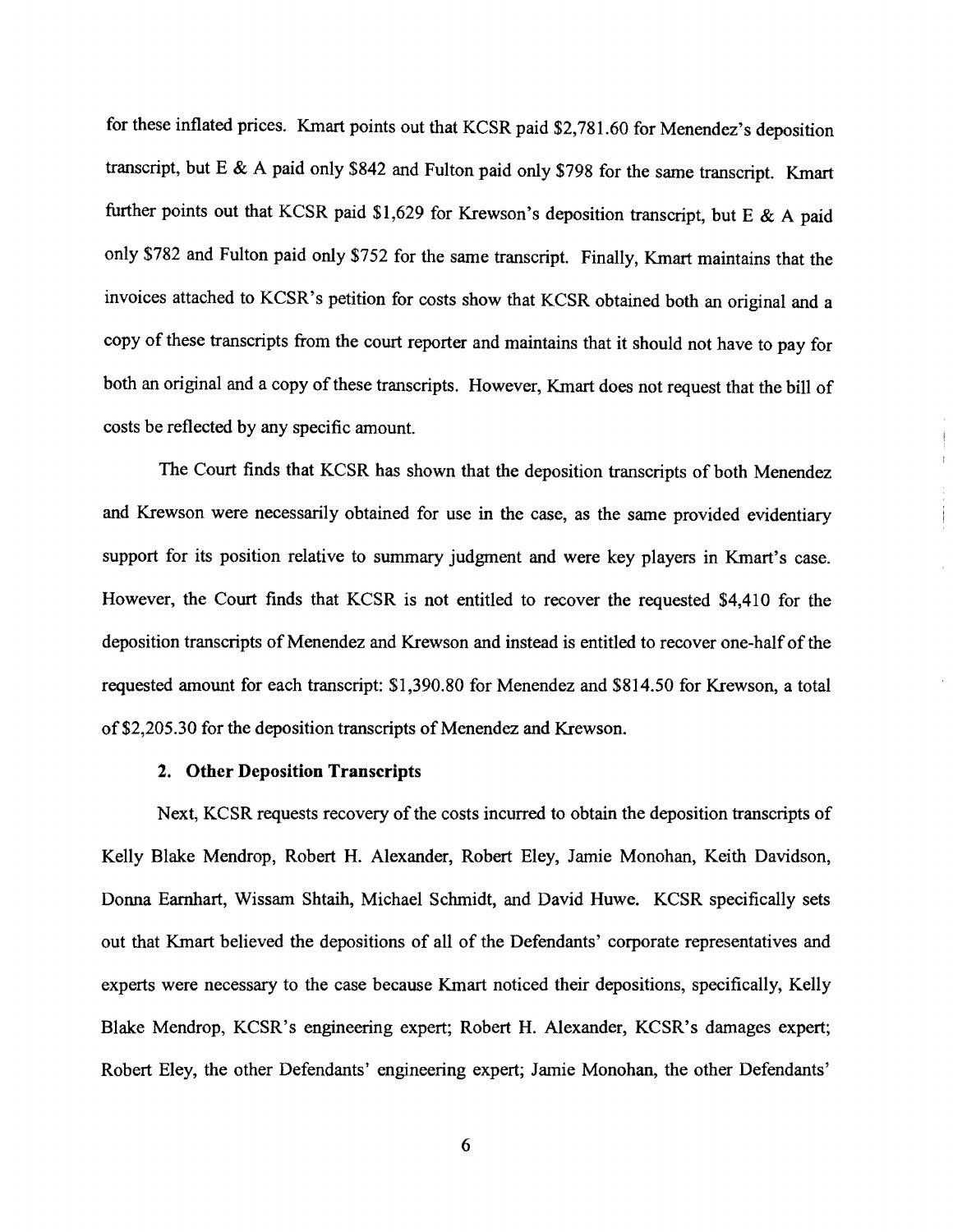for these inflated prices. Kmart points out that KCSR paid $2,781.60 for Menendez's deposition transcript, but E & A paid only $842 and Fulton paid only $798 for the same transcript. Kmart further points out that KCSR paid $1,629 for Krewson's deposition transcript, but E & A paid only $782 and Fulton paid only $752 for the same transcript. Finally, Kmart maintains that the invoices attached to KCSR's petition for costs show that KCSR obtained both an original and a copy of these transcripts from the court reporter and maintains that it should not have to pay for both an original and a copy of these transcripts. However, Kmart does not request that the bill of costs be reflected by any specific amount.

The Court finds that KCSR has shown that the deposition transcripts of both Menendez and Krewson were necessarily obtained for use in the case, as the same provided evidentiary support for its position relative to summary judgment and were key players in Kmart's case. However, the Court finds that KCSR is not entitled to recover the requested $4,410 for the deposition transcripts of Menendez and Krewson and instead is entitled to recover one-half of the requested amount for each transcript: $1,390.80 for Menendez and $814.50 for Krewson, a total of $2,205.30 for the deposition transcripts of Menendez and Krewson.

**2. Other Deposition Transcripts**

Next, KCSR requests recovery of the costs incurred to obtain the deposition transcripts of Kelly Blake Mendrop, Robert H. Alexander, Robert Eley, Jamie Monohan, Keith Davidson, Donna Earnhart, Wissam Shtaih, Michael Schmidt, and David Huwe. KCSR specifically sets out that Kmart believed the depositions of all of the Defendants' corporate representatives and experts were necessary to the case because Kmart noticed their depositions, specifically, Kelly Blake Mendrop, KCSR's engineering expert; Robert H. Alexander, KCSR's damages expert; Robert Eley, the other Defendants' engineering expert; Jamie Monohan, the other Defendants'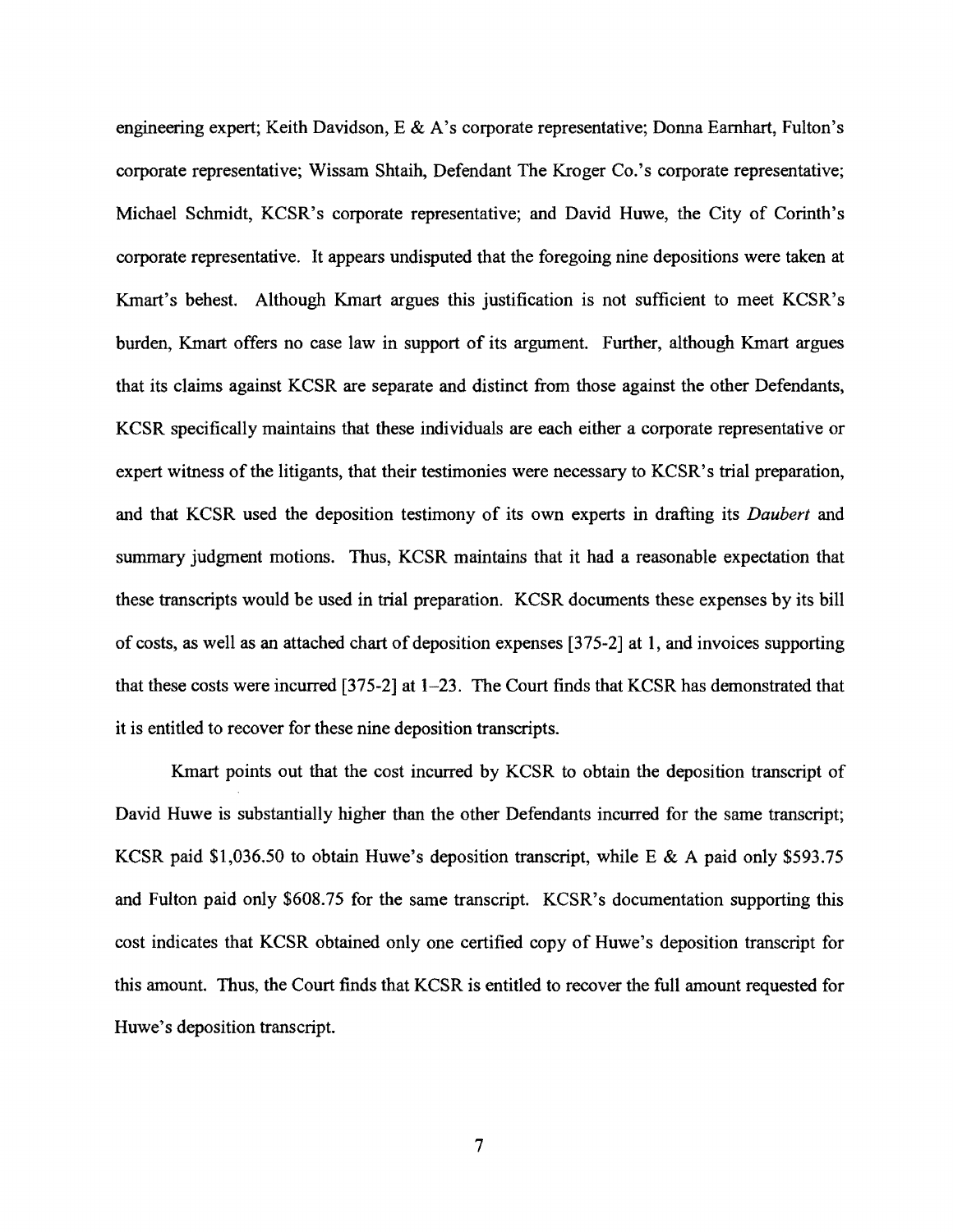engineering expert; Keith Davidson, E & A's corporate representative; Donna Earnhart, Fulton's corporate representative; Wissam Shtaih, Defendant The Kroger Co.'s corporate representative; Michael Schmidt, KCSR's corporate representative; and David Huwe, the City of Corinth's corporate representative. It appears undisputed that the foregoing nine depositions were taken at Kmart's behest. Although Kmart argues this justification is not sufficient to meet KCSR's burden, Kmart offers no case law in support of its argument. Further, although Kmart argues that its claims against KCSR are separate and distinct from those against the other Defendants, KCSR specifically maintains that these individuals are each either a corporate representative or expert witness of the litigants, that their testimonies were necessary to KCSR's trial preparation, and that KCSR used the deposition testimony of its own experts in drafting its *Daubert* and summary judgment motions. Thus, KCSR maintains that it had a reasonable expectation that these transcripts would be used in trial preparation. KCSR documents these expenses by its bill of costs, as well as an attached chart of deposition expenses [375-2] at 1, and invoices supporting that these costs were incurred [375-2] at 1–23. The Court finds that KCSR has demonstrated that it is entitled to recover for these nine deposition transcripts.

Kmart points out that the cost incurred by KCSR to obtain the deposition transcript of David Huwe is substantially higher than the other Defendants incurred for the same transcript; KCSR paid $1,036.50 to obtain Huwe's deposition transcript, while E & A paid only $593.75 and Fulton paid only $608.75 for the same transcript. KCSR's documentation supporting this cost indicates that KCSR obtained only one certified copy of Huwe's deposition transcript for this amount. Thus, the Court finds that KCSR is entitled to recover the full amount requested for Huwe's deposition transcript.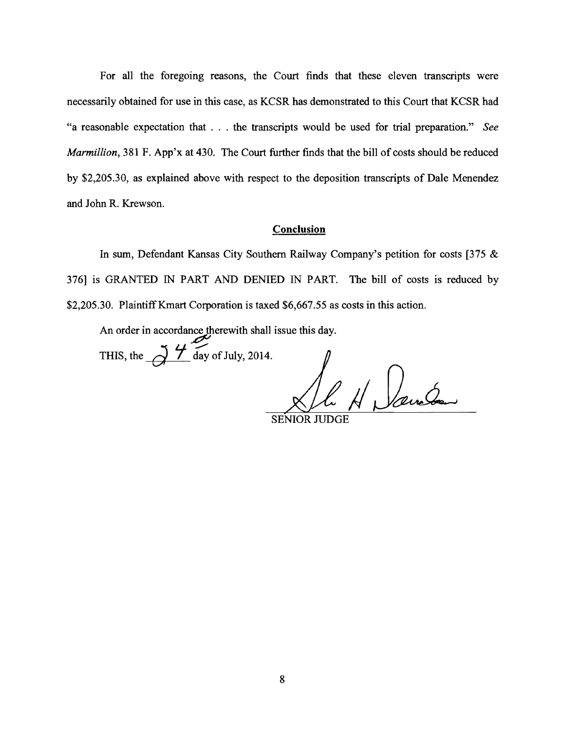For all the foregoing reasons, the Court finds that these eleven transcripts were necessarily obtained for use in this case, as KCSR has demonstrated to this Court that KCSR had "a reasonable expectation that . . . the transcripts would be used for trial preparation." *See Marmillion*, 381 F. App'x at 430. The Court further finds that the bill of costs should be reduced by $2,205.30, as explained above with respect to the deposition transcripts of Dale Menendez and John R. Krewson.

## Conclusion

In sum, Defendant Kansas City Southern Railway Company's petition for costs [375 & 376] is GRANTED IN PART AND DENIED IN PART. The bill of costs is reduced by $2,205.30. Plaintiff Kmart Corporation is taxed $6,667.55 as costs in this action.

An order in accordance therewith shall issue this day.

THIS, the 24th day of July, 2014.

SENIOR JUDGE